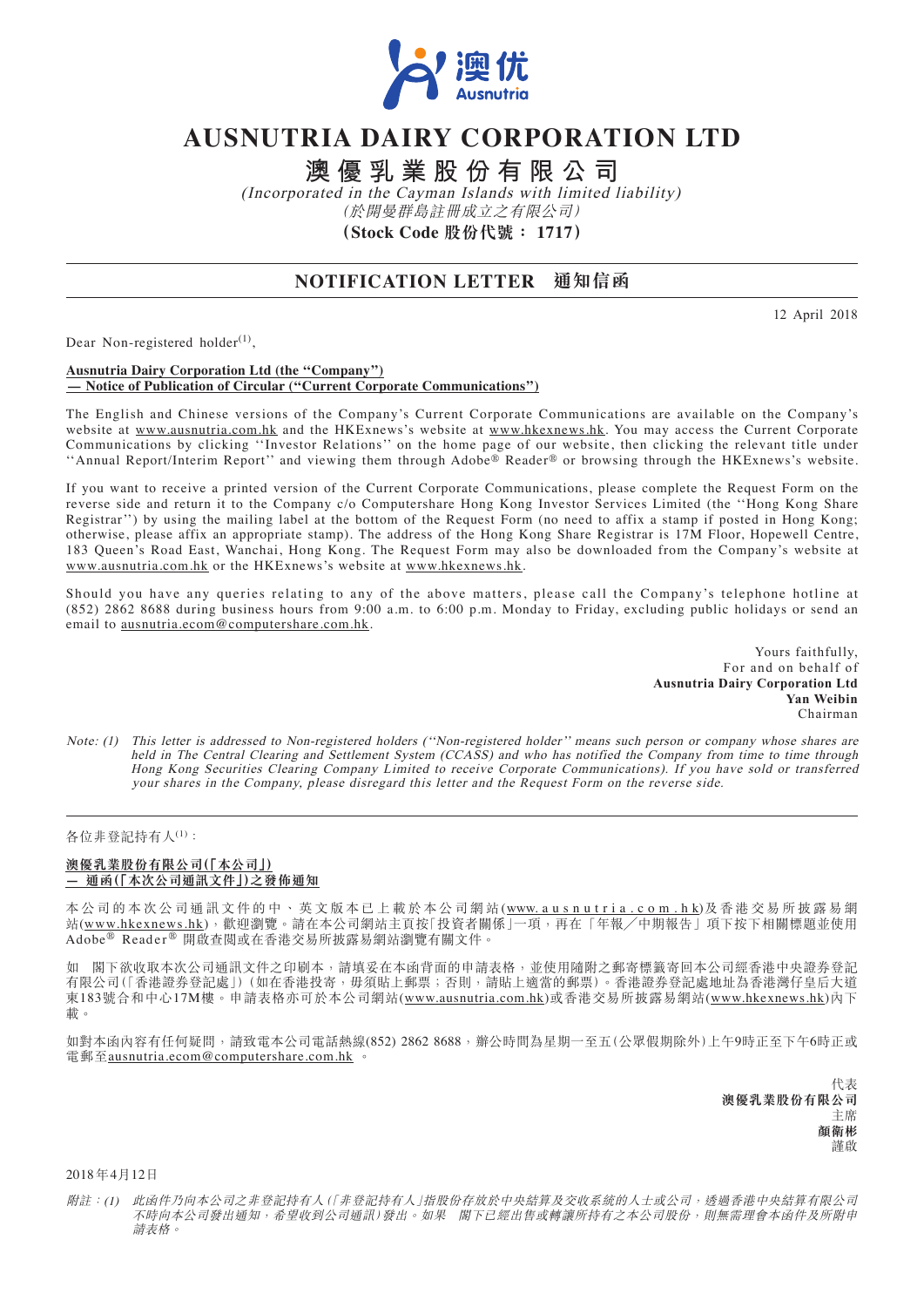# AUSNUTRIA DAIRY CORPORATION LTD

# 澳優乳業股份有限公司

*(Incorporated in the Cayman Islands with limited liability)*

*(於開曼群島註冊成立之有限公司)*

**(Stock Code 股份代號： 1717)**

## NOTIFICATION LETTER 通知信函

12 April 2018

Dear Non-registered holder[(1)],

**Ausnutria Dairy Corporation Ltd (the "Company")**
**— Notice of Publication of Circular ("Current Corporate Communications")**

The English and Chinese versions of the Company's Current Corporate Communications are available on the Company's website at www.ausnutria.com.hk and the HKExnews's website at www.hkexnews.hk. You may access the Current Corporate Communications by clicking ''Investor Relations'' on the home page of our website, then clicking the relevant title under ''Annual Report/Interim Report'' and viewing them through Adobe® Reader® or browsing through the HKExnews's website.

If you want to receive a printed version of the Current Corporate Communications, please complete the Request Form on the reverse side and return it to the Company c/o Computershare Hong Kong Investor Services Limited (the ''Hong Kong Share Registrar'') by using the mailing label at the bottom of the Request Form (no need to affix a stamp if posted in Hong Kong; otherwise, please affix an appropriate stamp). The address of the Hong Kong Share Registrar is 17M Floor, Hopewell Centre, 183 Queen's Road East, Wanchai, Hong Kong. The Request Form may also be downloaded from the Company's website at www.ausnutria.com.hk or the HKExnews's website at www.hkexnews.hk.

Should you have any queries relating to any of the above matters, please call the Company's telephone hotline at (852) 2862 8688 during business hours from 9:00 a.m. to 6:00 p.m. Monday to Friday, excluding public holidays or send an email to ausnutria.ecom@computershare.com.hk.

Yours faithfully,
For and on behalf of
**Ausnutria Dairy Corporation Ltd**
**Yan Weibin**
Chairman

*Note: (1) This letter is addressed to Non-registered holders (''Non-registered holder'' means such person or company whose shares are held in The Central Clearing and Settlement System (CCASS) and who has notified the Company from time to time through Hong Kong Securities Clearing Company Limited to receive Corporate Communications). If you have sold or transferred your shares in the Company, please disregard this letter and the Request Form on the reverse side.*

---

各位非登記持有人[(1)]：

**澳優乳業股份有限公司(「本公司」)**
**— 通函(「本次公司通訊文件」)之發佈通知**

本公司的本次公司通訊文件的中、英文版本已上載於本公司網站(www.ausnutria.com.hk)及香港交易所披露易網站(www.hkexnews.hk)，歡迎瀏覽。請在本公司網站主頁按「投資者關係」一項，再在「年報／中期報告」項下按下相關標題並使用Adobe® Reader® 開啟查閱或在香港交易所披露易網站瀏覽有關文件。

如 閣下欲收取本次公司通訊文件之印刷本，請填妥在本函背面的申請表格，並使用隨附之郵寄標籤寄回本公司經香港中央證券登記有限公司(「香港證券登記處」)(如在香港投寄，毋須貼上郵票；否則，請貼上適當的郵票)。香港證券登記處地址為香港灣仔皇后大道東183號合和中心17M樓。申請表格亦可於本公司網站(www.ausnutria.com.hk)或香港交易所披露易網站(www.hkexnews.hk)內下載。

如對本函內容有任何疑問，請致電本公司電話熱線(852) 2862 8688，辦公時間為星期一至五(公眾假期除外)上午9時正至下午6時正或電郵至ausnutria.ecom@computershare.com.hk 。

代表
**澳優乳業股份有限公司**
主席
**顏衛彬**
謹啟

2018年4月12日

*附註：(1) 此函件乃向本公司之非登記持有人(「非登記持有人」指股份存放於中央結算及交收系統的人士或公司，透過香港中央結算有限公司不時向本公司發出通知，希望收到公司通訊)發出。如果 閣下已經出售或轉讓所持有之本公司股份，則無需理會本函件及所附申請表格。*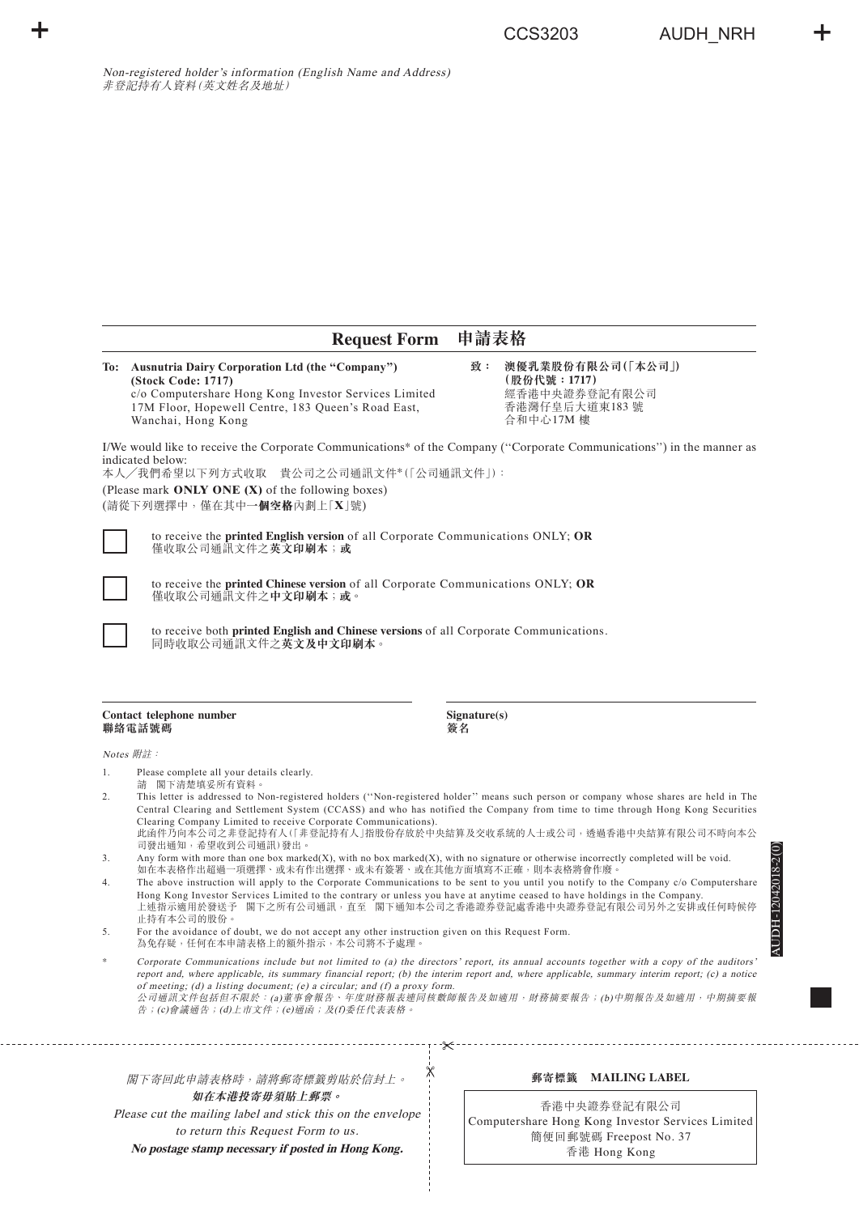*Non-registered holder's information (English Name and Address)*
*非登記持有人資料(英文姓名及地址)*

# Request Form 申請表格

**To: Ausnutria Dairy Corporation Ltd (the "Company")**
**(Stock Code: 1717)**
c/o Computershare Hong Kong Investor Services Limited
17M Floor, Hopewell Centre, 183 Queen's Road East,
Wanchai, Hong Kong

**致：澳優乳業股份有限公司(「本公司」)**
**(股份代號：1717)**
經香港中央證券登記有限公司
香港灣仔皇后大道東183 號
合和中心17M 樓

I/We would like to receive the Corporate Communications* of the Company ("Corporate Communications") in the manner as indicated below:
本人/我們希望以下列方式收取 貴公司之公司通訊文件*(「公司通訊文件」)：
(Please mark **ONLY ONE (X)** of the following boxes)
(請從下列選擇中，僅在其中**一個空格**內劃上「**X**」號)

☐ to receive the **printed English version** of all Corporate Communications ONLY; **OR**
僅收取公司通訊文件之**英文印刷本**；**或**

☐ to receive the **printed Chinese version** of all Corporate Communications ONLY; **OR**
僅收取公司通訊文件之**中文印刷本**；**或**。

☐ to receive both **printed English and Chinese versions** of all Corporate Communications.
同時收取公司通訊文件之**英文及中文印刷本**。

**Contact telephone number**
**聯絡電話號碼**

**Signature(s)**
**簽名**

*Notes 附註：*

1. Please complete all your details clearly.
請 閣下清楚填妥所有資料。
2. This letter is addressed to Non-registered holders ("Non-registered holder" means such person or company whose shares are held in The Central Clearing and Settlement System (CCASS) and who has notified the Company from time to time through Hong Kong Securities Clearing Company Limited to receive Corporate Communications).
此函件乃向本公司之非登記持有人(「非登記持有人」指股份存放於中央結算及交收系統的人士或公司，透過香港中央結算有限公司不時向本公司發出通知，希望收到公司通訊)發出。
3. Any form with more than one box marked(X), with no box marked(X), with no signature or otherwise incorrectly completed will be void.
如在本表格作出超過一項選擇、或未有作出選擇、或未有簽署、或在其他方面填寫不正確，則本表格將會作廢。
4. The above instruction will apply to the Corporate Communications to be sent to you until you notify to the Company c/o Computershare Hong Kong Investor Services Limited to the contrary or unless you have at anytime ceased to have holdings in the Company.
上述指示適用於發送予 閣下之所有公司通訊，直至 閣下通知本公司之香港證券登記處香港中央證券登記有限公司另外之安排或任何時候停止持有本公司的股份。
5. For the avoidance of doubt, we do not accept any other instruction given on this Request Form.
為免存疑，任何在本申請表格上的額外指示，本公司將不予處理。

\* *Corporate Communications include but not limited to (a) the directors' report, its annual accounts together with a copy of the auditors' report and, where applicable, its summary financial report; (b) the interim report and, where applicable, summary interim report; (c) a notice of meeting; (d) a listing document; (e) a circular; and (f) a proxy form.*
*公司通訊文件包括但不限於：(a)董事會報告、年度財務報表連同核數師報告及如適用，財務摘要報告；(b)中期報告及如適用，中期摘要報告；(c)會議通告；(d)上市文件；(e)通函；及(f)委任代表表格。*

AUDH-12042018-2(0)

*閣下寄回此申請表格時，請將郵寄標籤剪貼於信封上。*
***如在本港投寄毋須貼上郵票。***
*Please cut the mailing label and stick this on the envelope to return this Request Form to us.*
***No postage stamp necessary if posted in Hong Kong.***

**郵寄標籤 MAILING LABEL**

香港中央證券登記有限公司
Computershare Hong Kong Investor Services Limited
簡便回郵號碼 Freepost No. 37
香港 Hong Kong